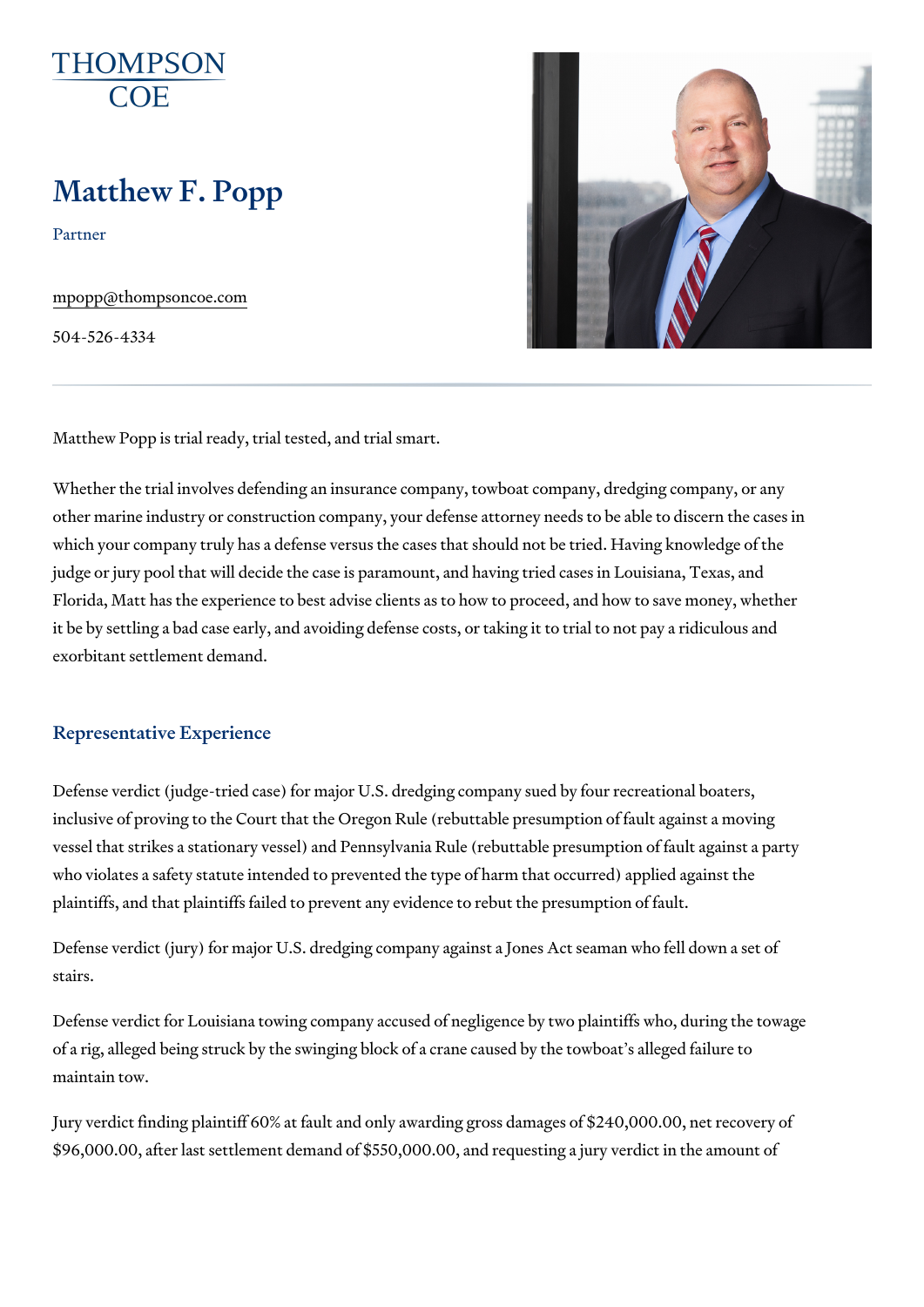THOMPSON COE

# Matthew F. Popp

Partner

mpopp@thompsoncoe.com

504-526-4334

Matthew Popp is trial ready, trial tested, and trial smart.

Whether the trial involves defending an insurance company, towboat company, dredging company, or any other marine industry or construction company, your defense attorney needs to be able to discern the cases in which your company truly has a defense versus the cases that should not be tried. Having knowledge of the judge or jury pool that will decide the case is paramount, and having tried cases in Louisiana, Texas, and Florida, Matt has the experience to best advise clients as to how to proceed, and how to save money, whether it be by settling a bad case early, and avoiding defense costs, or taking it to trial to not pay a ridiculous and exorbitant settlement demand.

## Representative Experience

Defense verdict (judge-tried case) for major U.S. dredging company sued by four recreational boaters, inclusive of proving to the Court that the Oregon Rule (rebuttable presumption of fault against a moving vessel that strikes a stationary vessel) and Pennsylvania Rule (rebuttable presumption of fault against a party who violates a safety statute intended to prevented the type of harm that occurred) applied against the plaintiffs, and that plaintiffs failed to prevent any evidence to rebut the presumption of fault.

Defense verdict (jury) for major U.S. dredging company against a Jones Act seaman who fell down a set of stairs.

Defense verdict for Louisiana towing company accused of negligence by two plaintiffs who, during the towage of a rig, alleged being struck by the swinging block of a crane caused by the towboat's alleged failure to maintain tow.

Jury verdict finding plaintiff 60% at fault and only awarding gross damages of $240,000.00, net recovery of $96,000.00, after last settlement demand of $550,000.00, and requesting a jury verdict in the amount of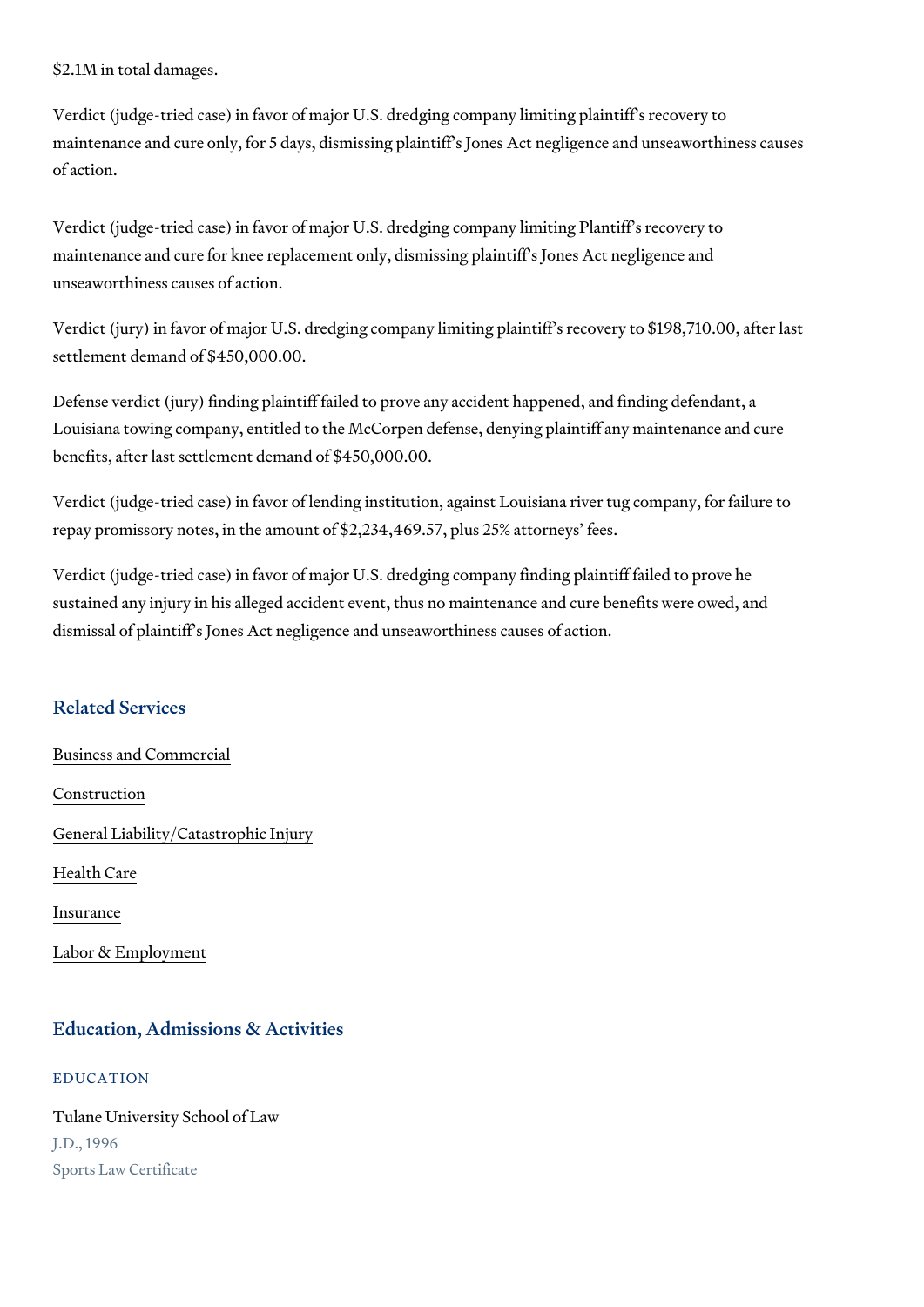$2.1M in total damages.

Verdict (judge-tried case) in favor of major U.S. dredging company limiting plaintiff's recovery to maintenance and cure only, for 5 days, dismissing plaintiff's Jones Act negligence and unseaworthiness causes of action.

Verdict (judge-tried case) in favor of major U.S. dredging company limiting Plantiff's recovery to maintenance and cure for knee replacement only, dismissing plaintiff's Jones Act negligence and unseaworthiness causes of action.

Verdict (jury) in favor of major U.S. dredging company limiting plaintiff's recovery to $198,710.00, after last settlement demand of $450,000.00.

Defense verdict (jury) finding plaintiff failed to prove any accident happened, and finding defendant, a Louisiana towing company, entitled to the McCorpen defense, denying plaintiff any maintenance and cure benefits, after last settlement demand of $450,000.00.

Verdict (judge-tried case) in favor of lending institution, against Louisiana river tug company, for failure to repay promissory notes, in the amount of $2,234,469.57, plus 25% attorneys' fees.

Verdict (judge-tried case) in favor of major U.S. dredging company finding plaintiff failed to prove he sustained any injury in his alleged accident event, thus no maintenance and cure benefits were owed, and dismissal of plaintiff's Jones Act negligence and unseaworthiness causes of action.

## Related Services

Business and Commercial

Construction

General Liability/Catastrophic Injury

Health Care

Insurance

Labor & Employment

## Education, Admissions & Activities

### EDUCATION

Tulane University School of Law
J.D., 1996
Sports Law Certificate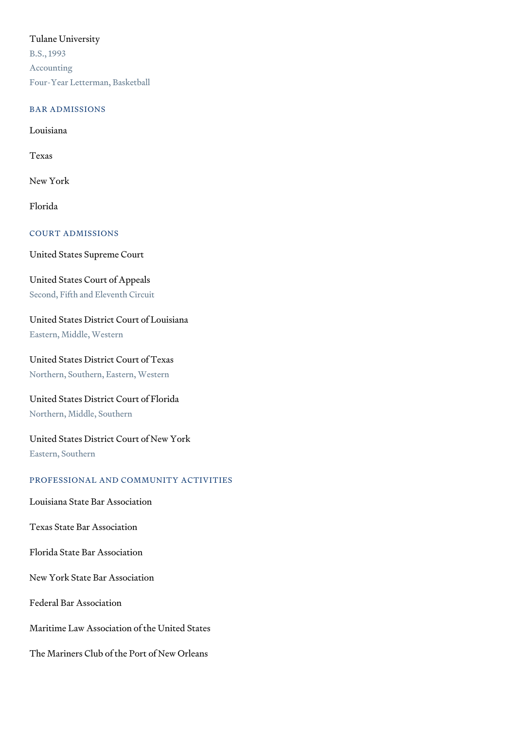Tulane University

B.S., 1993

Accounting

Four-Year Letterman, Basketball

## BAR ADMISSIONS

Louisiana

Texas

New York

Florida

## COURT ADMISSIONS

United States Supreme Court

United States Court of Appeals

Second, Fifth and Eleventh Circuit

United States District Court of Louisiana

Eastern, Middle, Western

United States District Court of Texas

Northern, Southern, Eastern, Western

United States District Court of Florida

Northern, Middle, Southern

United States District Court of New York

Eastern, Southern

## PROFESSIONAL AND COMMUNITY ACTIVITIES

Louisiana State Bar Association

Texas State Bar Association

Florida State Bar Association

New York State Bar Association

Federal Bar Association

Maritime Law Association of the United States

The Mariners Club of the Port of New Orleans